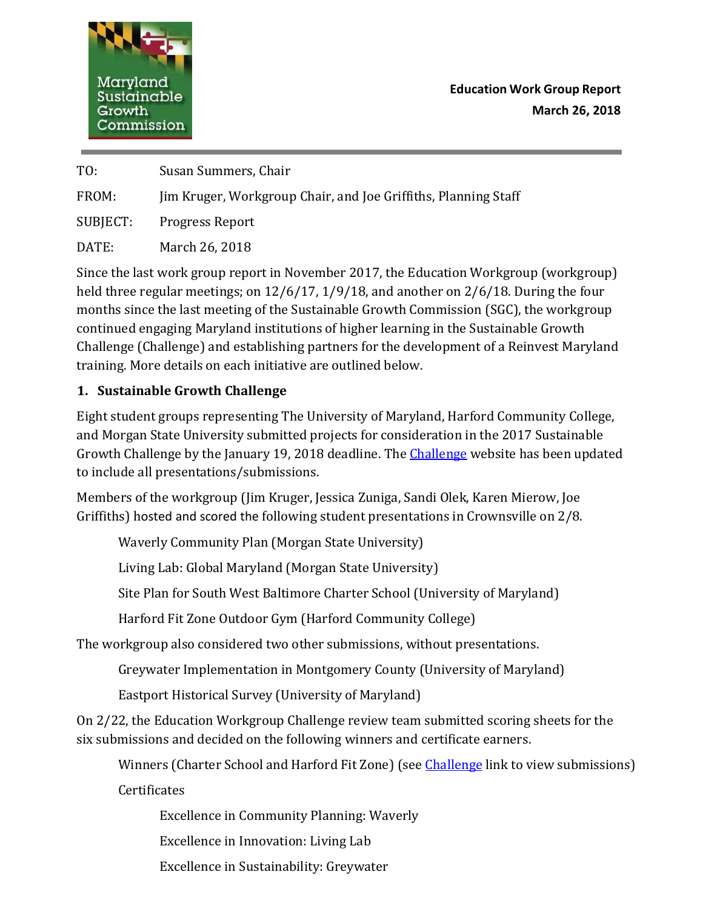Maryland Sustainable Growth Commission

**Education Work Group Report**
**March 26, 2018**

TO: Susan Summers, Chair

FROM: Jim Kruger, Workgroup Chair, and Joe Griffiths, Planning Staff

SUBJECT: Progress Report

DATE: March 26, 2018

Since the last work group report in November 2017, the Education Workgroup (workgroup) held three regular meetings; on 12/6/17, 1/9/18, and another on 2/6/18. During the four months since the last meeting of the Sustainable Growth Commission (SGC), the workgroup continued engaging Maryland institutions of higher learning in the Sustainable Growth Challenge (Challenge) and establishing partners for the development of a Reinvest Maryland training. More details on each initiative are outlined below.

## 1. Sustainable Growth Challenge

Eight student groups representing The University of Maryland, Harford Community College, and Morgan State University submitted projects for consideration in the 2017 Sustainable Growth Challenge by the January 19, 2018 deadline. The Challenge website has been updated to include all presentations/submissions.

Members of the workgroup (Jim Kruger, Jessica Zuniga, Sandi Olek, Karen Mierow, Joe Griffiths) hosted and scored the following student presentations in Crownsville on 2/8.

- Waverly Community Plan (Morgan State University)
- Living Lab: Global Maryland (Morgan State University)
- Site Plan for South West Baltimore Charter School (University of Maryland)
- Harford Fit Zone Outdoor Gym (Harford Community College)

The workgroup also considered two other submissions, without presentations.

- Greywater Implementation in Montgomery County (University of Maryland)
- Eastport Historical Survey (University of Maryland)

On 2/22, the Education Workgroup Challenge review team submitted scoring sheets for the six submissions and decided on the following winners and certificate earners.

- Winners (Charter School and Harford Fit Zone) (see Challenge link to view submissions)
- Certificates
  - Excellence in Community Planning: Waverly
  - Excellence in Innovation: Living Lab
  - Excellence in Sustainability: Greywater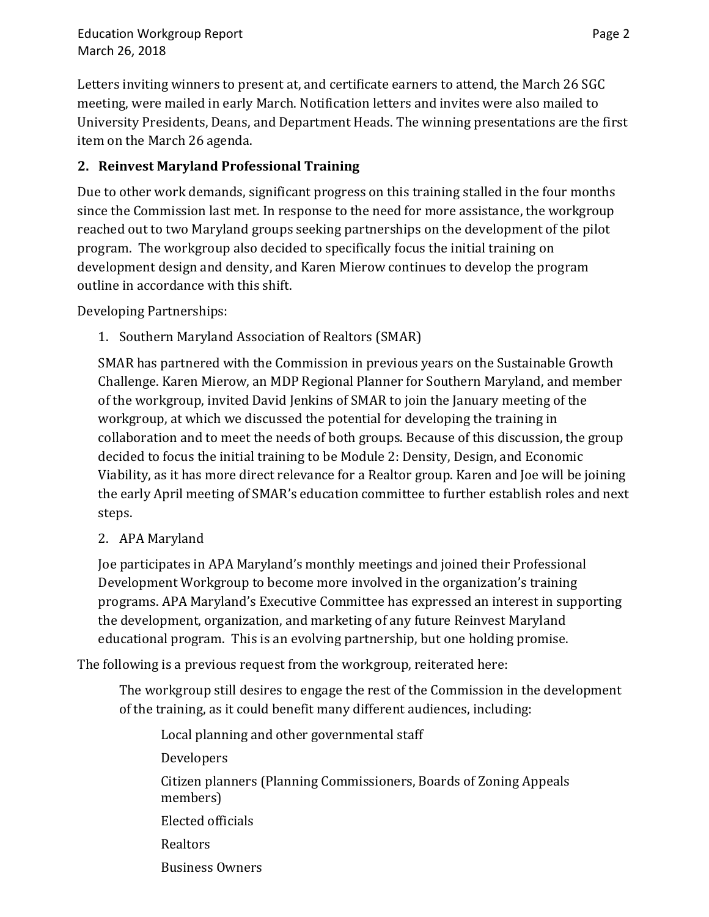Letters inviting winners to present at, and certificate earners to attend, the March 26 SGC meeting, were mailed in early March. Notification letters and invites were also mailed to University Presidents, Deans, and Department Heads. The winning presentations are the first item on the March 26 agenda.

**2. Reinvest Maryland Professional Training**

Due to other work demands, significant progress on this training stalled in the four months since the Commission last met. In response to the need for more assistance, the workgroup reached out to two Maryland groups seeking partnerships on the development of the pilot program. The workgroup also decided to specifically focus the initial training on development design and density, and Karen Mierow continues to develop the program outline in accordance with this shift.

Developing Partnerships:

1. Southern Maryland Association of Realtors (SMAR)

   SMAR has partnered with the Commission in previous years on the Sustainable Growth Challenge. Karen Mierow, an MDP Regional Planner for Southern Maryland, and member of the workgroup, invited David Jenkins of SMAR to join the January meeting of the workgroup, at which we discussed the potential for developing the training in collaboration and to meet the needs of both groups. Because of this discussion, the group decided to focus the initial training to be Module 2: Density, Design, and Economic Viability, as it has more direct relevance for a Realtor group. Karen and Joe will be joining the early April meeting of SMAR's education committee to further establish roles and next steps.

2. APA Maryland

   Joe participates in APA Maryland's monthly meetings and joined their Professional Development Workgroup to become more involved in the organization's training programs. APA Maryland's Executive Committee has expressed an interest in supporting the development, organization, and marketing of any future Reinvest Maryland educational program. This is an evolving partnership, but one holding promise.

The following is a previous request from the workgroup, reiterated here:

> The workgroup still desires to engage the rest of the Commission in the development of the training, as it could benefit many different audiences, including:
>
> Local planning and other governmental staff
>
> Developers
>
> Citizen planners (Planning Commissioners, Boards of Zoning Appeals members)
>
> Elected officials
>
> Realtors
>
> Business Owners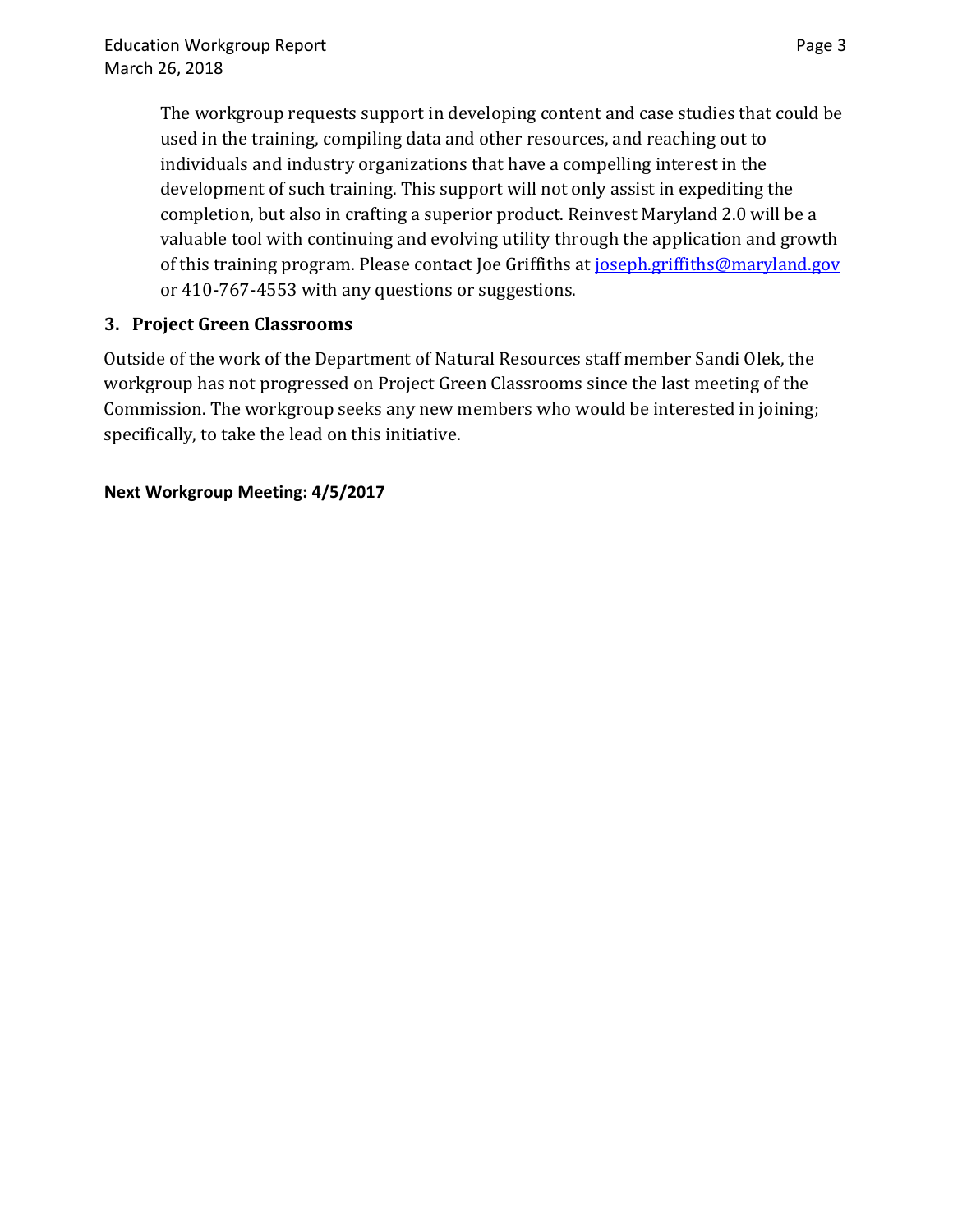The workgroup requests support in developing content and case studies that could be used in the training, compiling data and other resources, and reaching out to individuals and industry organizations that have a compelling interest in the development of such training. This support will not only assist in expediting the completion, but also in crafting a superior product. Reinvest Maryland 2.0 will be a valuable tool with continuing and evolving utility through the application and growth of this training program. Please contact Joe Griffiths at [joseph.griffiths@maryland.gov](mailto:joseph.griffiths@maryland.gov) or 410-767-4553 with any questions or suggestions.

### 3. Project Green Classrooms

Outside of the work of the Department of Natural Resources staff member Sandi Olek, the workgroup has not progressed on Project Green Classrooms since the last meeting of the Commission. The workgroup seeks any new members who would be interested in joining; specifically, to take the lead on this initiative.

**Next Workgroup Meeting: 4/5/2017**